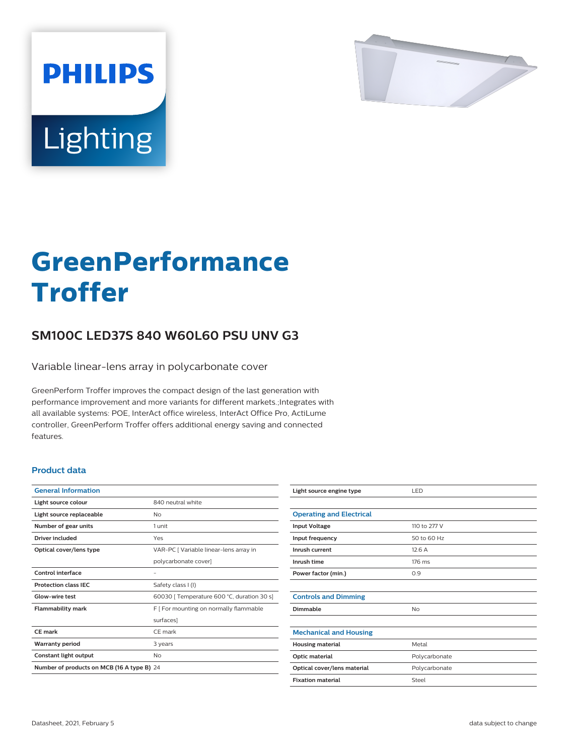PHILIPS

Lighting

# GreenPerformance Troffer

## SM100C LED37S 840 W60L60 PSU UNV G3

Variable linear-lens array in polycarbonate cover

GreenPerform Troffer improves the compact design of the last generation with performance improvement and more variants for different markets.;Integrates with all available systems: POE, InterAct office wireless, InterAct Office Pro, ActiLume controller, GreenPerform Troffer offers additional energy saving and connected features.

### Product data

| General Information | |
|---|---|
| Light source colour | 840 neutral white |
| Light source replaceable | No |
| Number of gear units | 1 unit |
| Driver included | Yes |
| Optical cover/lens type | VAR-PC [ Variable linear-lens array in polycarbonate cover] |
| Control interface | - |
| Protection class IEC | Safety class I (I) |
| Glow-wire test | 60030 [ Temperature 600 °C, duration 30 s] |
| Flammability mark | F [ For mounting on normally flammable surfaces] |
| CE mark | CE mark |
| Warranty period | 3 years |
| Constant light output | No |
| Number of products on MCB (16 A type B) | 24 |
| Light source engine type | LED |

| Operating and Electrical | |
|---|---|
| Input Voltage | 110 to 277 V |
| Input frequency | 50 to 60 Hz |
| Inrush current | 12.6 A |
| Inrush time | 176 ms |
| Power factor (min.) | 0.9 |

| Controls and Dimming | |
|---|---|
| Dimmable | No |

| Mechanical and Housing | |
|---|---|
| Housing material | Metal |
| Optic material | Polycarbonate |
| Optical cover/lens material | Polycarbonate |
| Fixation material | Steel |

Datasheet, 2021, February 5

data subject to change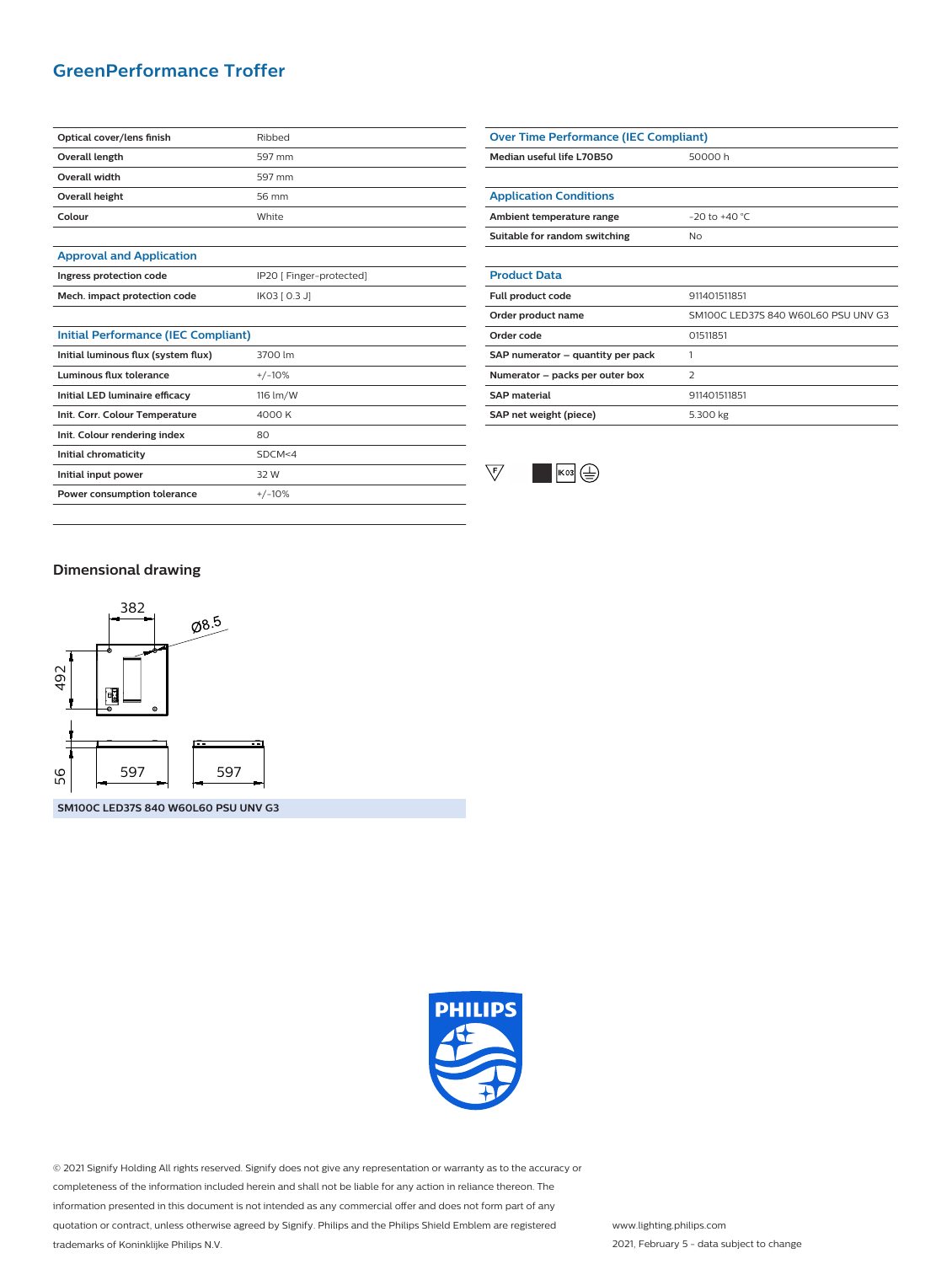# GreenPerformance Troffer

| | |
|---|---|
| Optical cover/lens finish | Ribbed |
| Overall length | 597 mm |
| Overall width | 597 mm |
| Overall height | 56 mm |
| Colour | White |

## Approval and Application

| | |
|---|---|
| Ingress protection code | IP20 [ Finger-protected] |
| Mech. impact protection code | IK03 [ 0.3 J] |

## Initial Performance (IEC Compliant)

| | |
|---|---|
| Initial luminous flux (system flux) | 3700 lm |
| Luminous flux tolerance | +/-10% |
| Initial LED luminaire efficacy | 116 lm/W |
| Init. Corr. Colour Temperature | 4000 K |
| Init. Colour rendering index | 80 |
| Initial chromaticity | SDCM<4 |
| Initial input power | 32 W |
| Power consumption tolerance | +/-10% |

## Over Time Performance (IEC Compliant)

| | |
|---|---|
| Median useful life L70B50 | 50000 h |

## Application Conditions

| | |
|---|---|
| Ambient temperature range | -20 to +40 °C |
| Suitable for random switching | No |

## Product Data

| | |
|---|---|
| Full product code | 911401511851 |
| Order product name | SM100C LED37S 840 W60L60 PSU UNV G3 |
| Order code | 01511851 |
| SAP numerator – quantity per pack | 1 |
| Numerator – packs per outer box | 2 |
| SAP material | 911401511851 |
| SAP net weight (piece) | 5.300 kg |

## Dimensional drawing

382
Ø8.5
492
56
597
597

SM100C LED37S 840 W60L60 PSU UNV G3

© 2021 Signify Holding All rights reserved. Signify does not give any representation or warranty as to the accuracy or completeness of the information included herein and shall not be liable for any action in reliance thereon. The information presented in this document is not intended as any commercial offer and does not form part of any quotation or contract, unless otherwise agreed by Signify. Philips and the Philips Shield Emblem are registered trademarks of Koninklijke Philips N.V.

www.lighting.philips.com
2021, February 5 - data subject to change